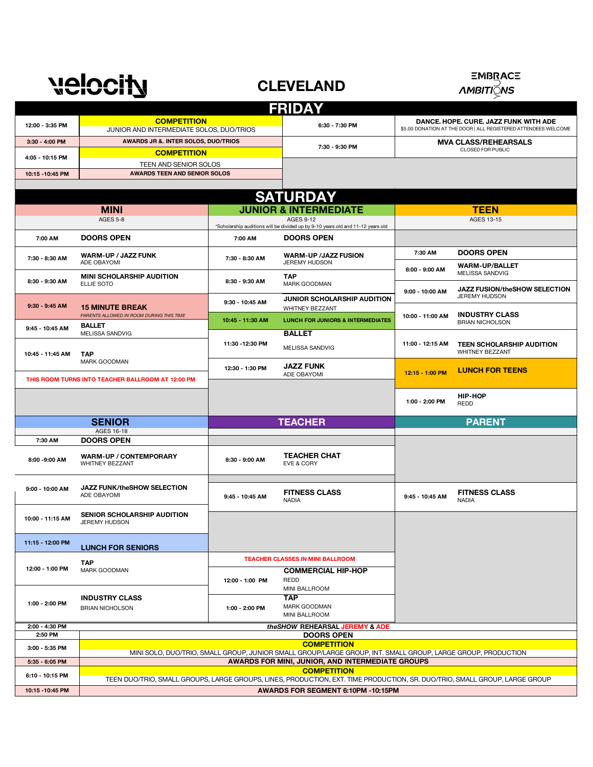# velocity

# CLEVELAND

EMBRACE AMBITIONS

## FRIDAY

| Time | Event | Time | Event |
|---|---|---|---|
| 12:00 - 3:35 PM | **COMPETITION** JUNIOR AND INTERMEDIATE SOLOS, DUO/TRIOS | 6:30 - 7:30 PM | **DANCE. HOPE. CURE. JAZZ FUNK WITH ADE** $5.00 DONATION AT THE DOOR \| ALL REGISTERED ATTENDEES WELCOME |
| 3:30 - 4:00 PM | **AWARDS JR &. INTER SOLOS, DUO/TRIOS** | 7:30 - 9:30 PM | **MVA CLASS/REHEARSALS** CLOSED FOR PUBLIC |
| 4:05 - 10:15 PM | **COMPETITION** TEEN AND SENIOR SOLOS | | |
| 10:15 -10:45 PM | **AWARDS TEEN AND SENIOR SOLOS** | | |

## SATURDAY

### MINI (AGES 5-8)

| Time | Event |
|---|---|
| 7:00 AM | **DOORS OPEN** |
| 7:30 - 8:30 AM | **WARM-UP / JAZZ FUNK** ADE OBAYOMI |
| 8:30 - 9:30 AM | **MINI SCHOLARSHIP AUDITION** ELLIE SOTO |
| 9:30 - 9:45 AM | **15 MINUTE BREAK** *PARENTS ALLOWED IN ROOM DURING THIS TIME* |
| 9:45 - 10:45 AM | **BALLET** MELISSA SANDVIG |
| 10:45 - 11:45 AM | **TAP** MARK GOODMAN |

THIS ROOM TURNS INTO TEACHER BALLROOM AT 12:00 PM

### JUNIOR & INTERMEDIATE (AGES 9-12)

*Scholarship auditions will be divided up by 9-10 years old and 11-12 years old

| Time | Event |
|---|---|
| 7:00 AM | **DOORS OPEN** |
| 7:30 - 8:30 AM | **WARM-UP /JAZZ FUSION** JEREMY HUDSON |
| 8:30 - 9:30 AM | **TAP** MARK GOODMAN |
| 9:30 - 10:45 AM | **JUNIOR SCHOLARSHIP AUDITION** WHITNEY BEZZANT |
| 10:45 - 11:30 AM | **LUNCH FOR JUNIORS & INTERMEDIATES** |
| 11:30 -12:30 PM | **BALLET** MELISSA SANDVIG |
| 12:30 - 1:30 PM | **JAZZ FUNK** ADE OBAYOMI |

### TEEN (AGES 13-15)

| Time | Event |
|---|---|
| 7:30 AM | **DOORS OPEN** |
| 8:00 - 9:00 AM | **WARM-UP/BALLET** MELISSA SANDVIG |
| 9:00 - 10:00 AM | **JAZZ FUSION/theSHOW SELECTION** JEREMY HUDSON |
| 10:00 - 11:00 AM | **INDUSTRY CLASS** BRIAN NICHOLSON |
| 11:00 - 12:15 AM | **TEEN SCHOLARSHIP AUDITION** WHITNEY BEZZANT |
| 12:15 - 1:00 PM | **LUNCH FOR TEENS** |
| 1:00 - 2:00 PM | **HIP-HOP** REDD |

### SENIOR (AGES 16-18)

| Time | Event |
|---|---|
| 7:30 AM | **DOORS OPEN** |
| 8:00 -9:00 AM | **WARM-UP / CONTEMPORARY** WHITNEY BEZZANT |
| 9:00 - 10:00 AM | **JAZZ FUNK/theSHOW SELECTION** ADE OBAYOMI |
| 10:00 - 11:15 AM | **SENIOR SCHOLARSHIP AUDITION** JEREMY HUDSON |
| 11:15 - 12:00 PM | **LUNCH FOR SENIORS** |
| 12:00 - 1:00 PM | **TAP** MARK GOODMAN |
| 1:00 - 2:00 PM | **INDUSTRY CLASS** BRIAN NICHOLSON |

### TEACHER

| Time | Event |
|---|---|
| 8:30 - 9:00 AM | **TEACHER CHAT** EVE & CORY |
| 9:45 - 10:45 AM | **FITNESS CLASS** NADIA |

TEACHER CLASSES IN MINI BALLROOM

| Time | Event |
|---|---|
| 12:00 - 1:00 PM | **COMMERCIAL HIP-HOP** REDD MINI BALLROOM |
| 1:00 - 2:00 PM | **TAP** MARK GOODMAN MINI BALLROOM |

### PARENT

| Time | Event |
|---|---|
| 9:45 - 10:45 AM | **FITNESS CLASS** NADIA |

### SATURDAY AFTERNOON / EVENING

| Time | Event |
|---|---|
| 2:00 - 4:30 PM | ***theSHOW* REHEARSAL JEREMY & ADE** |
| 2:50 PM | **DOORS OPEN** |
| 3:00 - 5:35 PM | **COMPETITION** MINI SOLO, DUO/TRIO, SMALL GROUP, JUNIOR SMALL GROUP/LARGE GROUP, INT. SMALL GROUP, LARGE GROUP, PRODUCTION |
| 5:35 - 6:05 PM | **AWARDS FOR MINI, JUNIOR, AND INTERMEDIATE GROUPS** |
| 6:10 - 10:15 PM | **COMPETITION** TEEN DUO/TRIO, SMALL GROUPS, LARGE GROUPS, LINES, PRODUCTION, EXT. TIME PRODUCTION, SR. DUO/TRIO, SMALL GROUP, LARGE GROUP |
| 10:15 -10:45 PM | **AWARDS FOR SEGMENT 6:10PM -10:15PM** |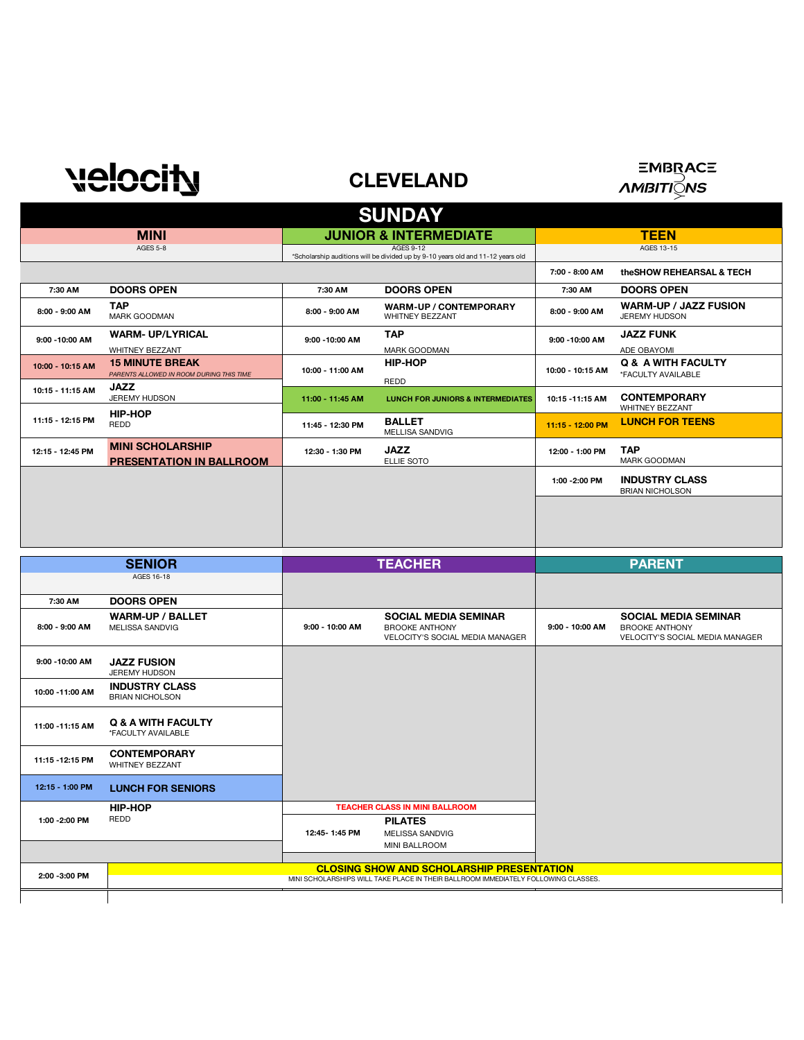velocity

# CLEVELAND

EMBRACE AMBITIONS

## SUNDAY

### MINI
AGES 5-8

| | |
|---|---|
| 7:30 AM | **DOORS OPEN** |
| 8:00 - 9:00 AM | **TAP** MARK GOODMAN |
| 9:00 -10:00 AM | **WARM- UP/LYRICAL** WHITNEY BEZZANT |
| 10:00 - 10:15 AM | **15 MINUTE BREAK** *PARENTS ALLOWED IN ROOM DURING THIS TIME* |
| 10:15 - 11:15 AM | **JAZZ** JEREMY HUDSON |
| 11:15 - 12:15 PM | **HIP-HOP** REDD |
| 12:15 - 12:45 PM | **MINI SCHOLARSHIP PRESENTATION IN BALLROOM** |

### JUNIOR & INTERMEDIATE
AGES 9-12
*Scholarship auditions will be divided up by 9-10 years old and 11-12 years old

| | |
|---|---|
| 7:30 AM | **DOORS OPEN** |
| 8:00 - 9:00 AM | **WARM-UP / CONTEMPORARY** WHITNEY BEZZANT |
| 9:00 -10:00 AM | **TAP** MARK GOODMAN |
| 10:00 - 11:00 AM | **HIP-HOP** REDD |
| 11:00 - 11:45 AM | **LUNCH FOR JUNIORS & INTERMEDIATES** |
| 11:45 - 12:30 PM | **BALLET** MELLISA SANDVIG |
| 12:30 - 1:30 PM | **JAZZ** ELLIE SOTO |

### TEEN
AGES 13-15

| | |
|---|---|
| 7:00 - 8:00 AM | **theSHOW REHEARSAL & TECH** |
| 7:30 AM | **DOORS OPEN** |
| 8:00 - 9:00 AM | **WARM-UP / JAZZ FUSION** JEREMY HUDSON |
| 9:00 -10:00 AM | **JAZZ FUNK** ADE OBAYOMI |
| 10:00 - 10:15 AM | **Q & A WITH FACULTY** *FACULTY AVAILABLE |
| 10:15 -11:15 AM | **CONTEMPORARY** WHITNEY BEZZANT |
| 11:15 - 12:00 PM | **LUNCH FOR TEENS** |
| 12:00 - 1:00 PM | **TAP** MARK GOODMAN |
| 1:00 -2:00 PM | **INDUSTRY CLASS** BRIAN NICHOLSON |

### SENIOR
AGES 16-18

| | |
|---|---|
| 7:30 AM | **DOORS OPEN** |
| 8:00 - 9:00 AM | **WARM-UP / BALLET** MELISSA SANDVIG |
| 9:00 -10:00 AM | **JAZZ FUSION** JEREMY HUDSON |
| 10:00 -11:00 AM | **INDUSTRY CLASS** BRIAN NICHOLSON |
| 11:00 -11:15 AM | **Q & A WITH FACULTY** *FACULTY AVAILABLE |
| 11:15 -12:15 PM | **CONTEMPORARY** WHITNEY BEZZANT |
| 12:15 - 1:00 PM | **LUNCH FOR SENIORS** |
| 1:00 -2:00 PM | **HIP-HOP** REDD |

### TEACHER

| | |
|---|---|
| 9:00 - 10:00 AM | **SOCIAL MEDIA SEMINAR** BROOKE ANTHONY VELOCITY'S SOCIAL MEDIA MANAGER |
| | **TEACHER CLASS IN MINI BALLROOM** |
| 12:45- 1:45 PM | **PILATES** MELISSA SANDVIG MINI BALLROOM |

### PARENT

| | |
|---|---|
| 9:00 - 10:00 AM | **SOCIAL MEDIA SEMINAR** BROOKE ANTHONY VELOCITY'S SOCIAL MEDIA MANAGER |

| | |
|---|---|
| 2:00 -3:00 PM | **CLOSING SHOW AND SCHOLARSHIP PRESENTATION** MINI SCHOLARSHIPS WILL TAKE PLACE IN THEIR BALLROOM IMMEDIATELY FOLLOWING CLASSES. |